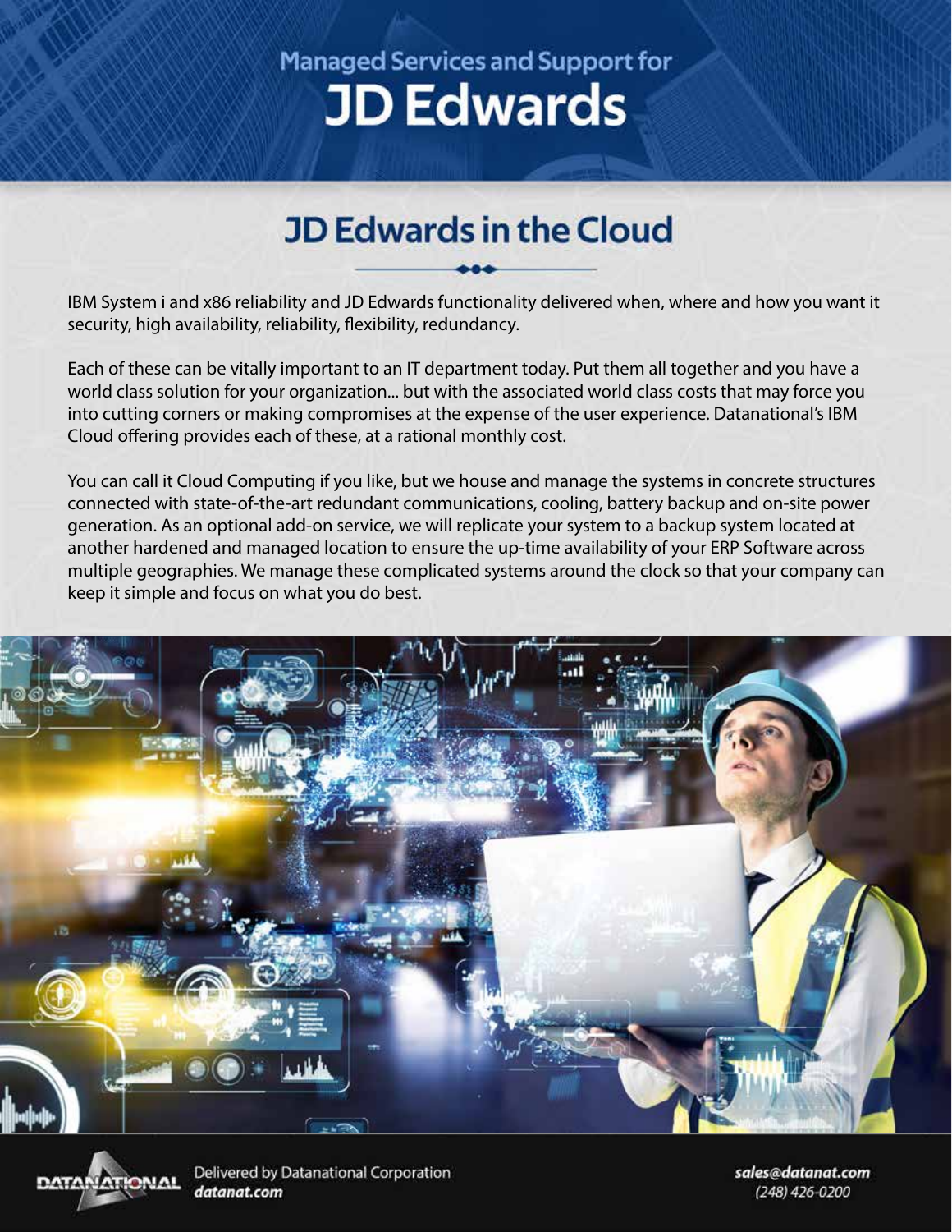# Managed Services and Support for JD Edwards

## JD Edwards in the Cloud

IBM System i and x86 reliability and JD Edwards functionality delivered when, where and how you want it security, high availability, reliability, flexibility, redundancy.

Each of these can be vitally important to an IT department today. Put them all together and you have a world class solution for your organization... but with the associated world class costs that may force you into cutting corners or making compromises at the expense of the user experience. Datanational's IBM Cloud offering provides each of these, at a rational monthly cost.

You can call it Cloud Computing if you like, but we house and manage the systems in concrete structures connected with state-of-the-art redundant communications, cooling, battery backup and on-site power generation. As an optional add-on service, we will replicate your system to a backup system located at another hardened and managed location to ensure the up-time availability of your ERP Software across multiple geographies. We manage these complicated systems around the clock so that your company can keep it simple and focus on what you do best.

Delivered by Datanational Corporation
***datanat.com***

***sales@datanat.com***
*(248) 426-0200*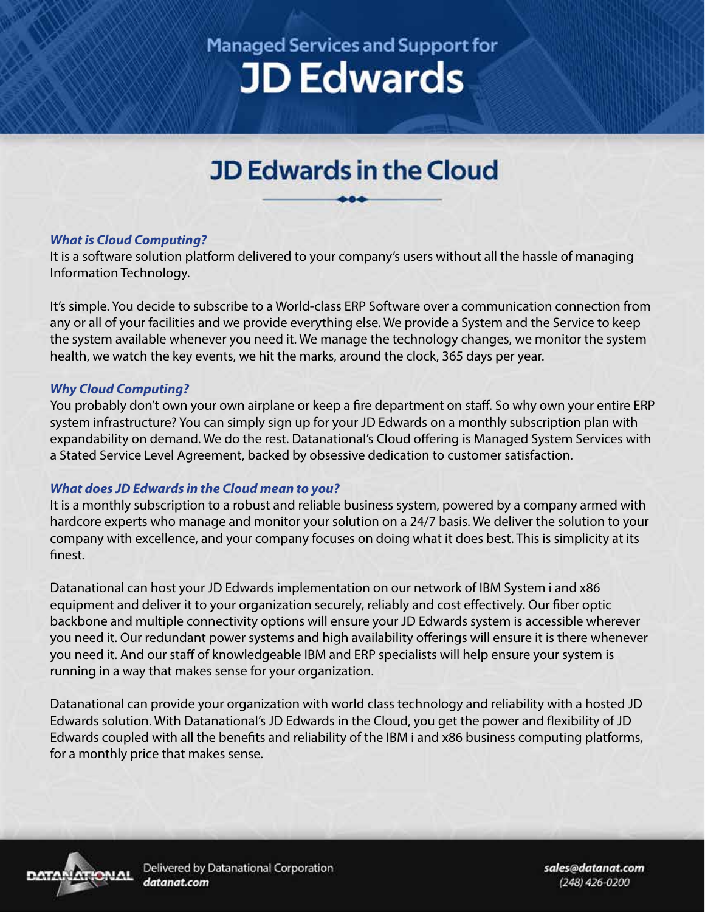Managed Services and Support for

# JD Edwards

## JD Edwards in the Cloud

### *What is Cloud Computing?*

It is a software solution platform delivered to your company's users without all the hassle of managing Information Technology.

It's simple. You decide to subscribe to a World-class ERP Software over a communication connection from any or all of your facilities and we provide everything else. We provide a System and the Service to keep the system available whenever you need it. We manage the technology changes, we monitor the system health, we watch the key events, we hit the marks, around the clock, 365 days per year.

### *Why Cloud Computing?*

You probably don't own your own airplane or keep a fire department on staff. So why own your entire ERP system infrastructure? You can simply sign up for your JD Edwards on a monthly subscription plan with expandability on demand. We do the rest. Datanational's Cloud offering is Managed System Services with a Stated Service Level Agreement, backed by obsessive dedication to customer satisfaction.

### *What does JD Edwards in the Cloud mean to you?*

It is a monthly subscription to a robust and reliable business system, powered by a company armed with hardcore experts who manage and monitor your solution on a 24/7 basis. We deliver the solution to your company with excellence, and your company focuses on doing what it does best. This is simplicity at its finest.

Datanational can host your JD Edwards implementation on our network of IBM System i and x86 equipment and deliver it to your organization securely, reliably and cost effectively. Our fiber optic backbone and multiple connectivity options will ensure your JD Edwards system is accessible wherever you need it. Our redundant power systems and high availability offerings will ensure it is there whenever you need it. And our staff of knowledgeable IBM and ERP specialists will help ensure your system is running in a way that makes sense for your organization.

Datanational can provide your organization with world class technology and reliability with a hosted JD Edwards solution. With Datanational's JD Edwards in the Cloud, you get the power and flexibility of JD Edwards coupled with all the benefits and reliability of the IBM i and x86 business computing platforms, for a monthly price that makes sense.

Delivered by Datanational Corporation
*datanat.com*

*sales@datanat.com*
*(248) 426-0200*